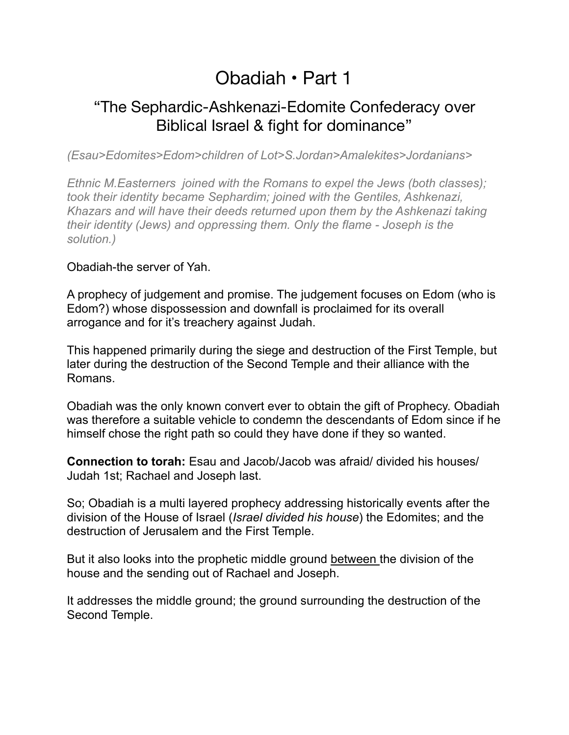# Obadiah • Part 1

## “The Sephardic-Ashkenazi-Edomite Confederacy over Biblical Israel & fight for dominance”

*(Esau>Edomites>Edom>children of Lot>S.Jordan>Amalekites>Jordanians>*

*Ethnic M.Easterners joined with the Romans to expel the Jews (both classes); took their identity became Sephardim; joined with the Gentiles, Ashkenazi, Khazars and will have their deeds returned upon them by the Ashkenazi taking their identity (Jews) and oppressing them. Only the flame - Joseph is the solution.)*

Obadiah-the server of Yah.

A prophecy of judgement and promise. The judgement focuses on Edom (who is Edom?) whose dispossession and downfall is proclaimed for its overall arrogance and for it’s treachery against Judah.

This happened primarily during the siege and destruction of the First Temple, but later during the destruction of the Second Temple and their alliance with the Romans.

Obadiah was the only known convert ever to obtain the gift of Prophecy. Obadiah was therefore a suitable vehicle to condemn the descendants of Edom since if he himself chose the right path so could they have done if they so wanted.

**Connection to torah:** Esau and Jacob/Jacob was afraid/ divided his houses/ Judah 1st; Rachael and Joseph last.

So; Obadiah is a multi layered prophecy addressing historically events after the division of the House of Israel (*Israel divided his house*) the Edomites; and the destruction of Jerusalem and the First Temple.

But it also looks into the prophetic middle ground <u>between</u> the division of the house and the sending out of Rachael and Joseph.

It addresses the middle ground; the ground surrounding the destruction of the Second Temple.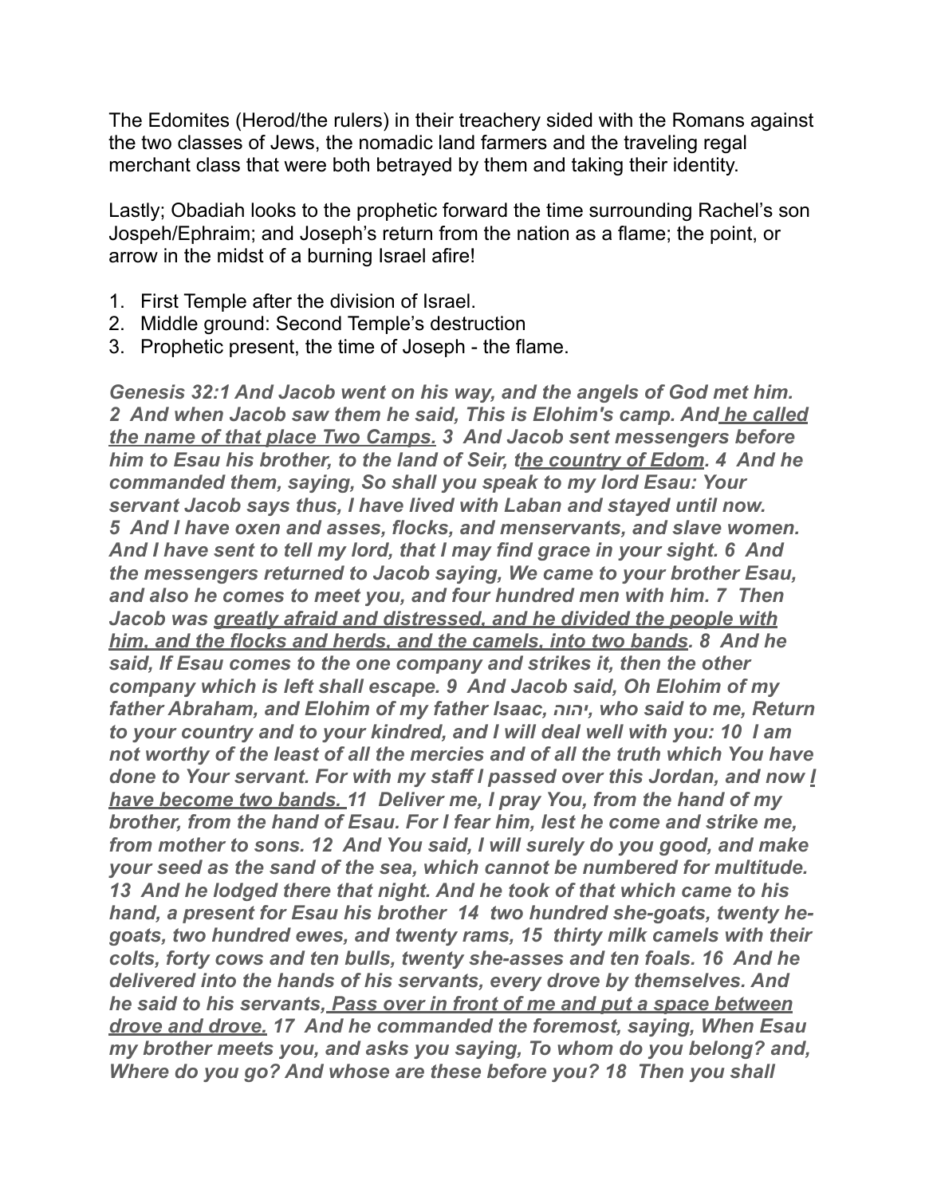The Edomites (Herod/the rulers) in their treachery sided with the Romans against the two classes of Jews, the nomadic land farmers and the traveling regal merchant class that were both betrayed by them and taking their identity.

Lastly; Obadiah looks to the prophetic forward the time surrounding Rachel's son Jospeh/Ephraim; and Joseph's return from the nation as a flame; the point, or arrow in the midst of a burning Israel afire!

1. First Temple after the division of Israel.
2. Middle ground: Second Temple's destruction
3. Prophetic present, the time of Joseph - the flame.

***Genesis 32:1 And Jacob went on his way, and the angels of God met him. 2 And when Jacob saw them he said, This is Elohim's camp. And <u>he called the name of that place Two Camps.</u> 3 And Jacob sent messengers before him to Esau his brother, to the land of Seir, t<u>he country of Edom</u>. 4 And he commanded them, saying, So shall you speak to my lord Esau: Your servant Jacob says thus, I have lived with Laban and stayed until now. 5 And I have oxen and asses, flocks, and menservants, and slave women. And I have sent to tell my lord, that I may find grace in your sight. 6 And the messengers returned to Jacob saying, We came to your brother Esau, and also he comes to meet you, and four hundred men with him. 7 Then Jacob was <u>greatly afraid and distressed, and he divided the people with him, and the flocks and herds, and the camels, into two bands</u>. 8 And he said, If Esau comes to the one company and strikes it, then the other company which is left shall escape. 9 And Jacob said, Oh Elohim of my father Abraham, and Elohim of my father Isaac, יהוה, who said to me, Return to your country and to your kindred, and I will deal well with you: 10 I am not worthy of the least of all the mercies and of all the truth which You have done to Your servant. For with my staff I passed over this Jordan, and now <u>I have become two bands.</u> 11 Deliver me, I pray You, from the hand of my brother, from the hand of Esau. For I fear him, lest he come and strike me, from mother to sons. 12 And You said, I will surely do you good, and make your seed as the sand of the sea, which cannot be numbered for multitude. 13 And he lodged there that night. And he took of that which came to his hand, a present for Esau his brother 14 two hundred she-goats, twenty he-goats, two hundred ewes, and twenty rams, 15 thirty milk camels with their colts, forty cows and ten bulls, twenty she-asses and ten foals. 16 And he delivered into the hands of his servants, every drove by themselves. And he said to his servants, <u>Pass over in front of me and put a space between drove and drove.</u> 17 And he commanded the foremost, saying, When Esau my brother meets you, and asks you saying, To whom do you belong? and, Where do you go? And whose are these before you? 18 Then you shall***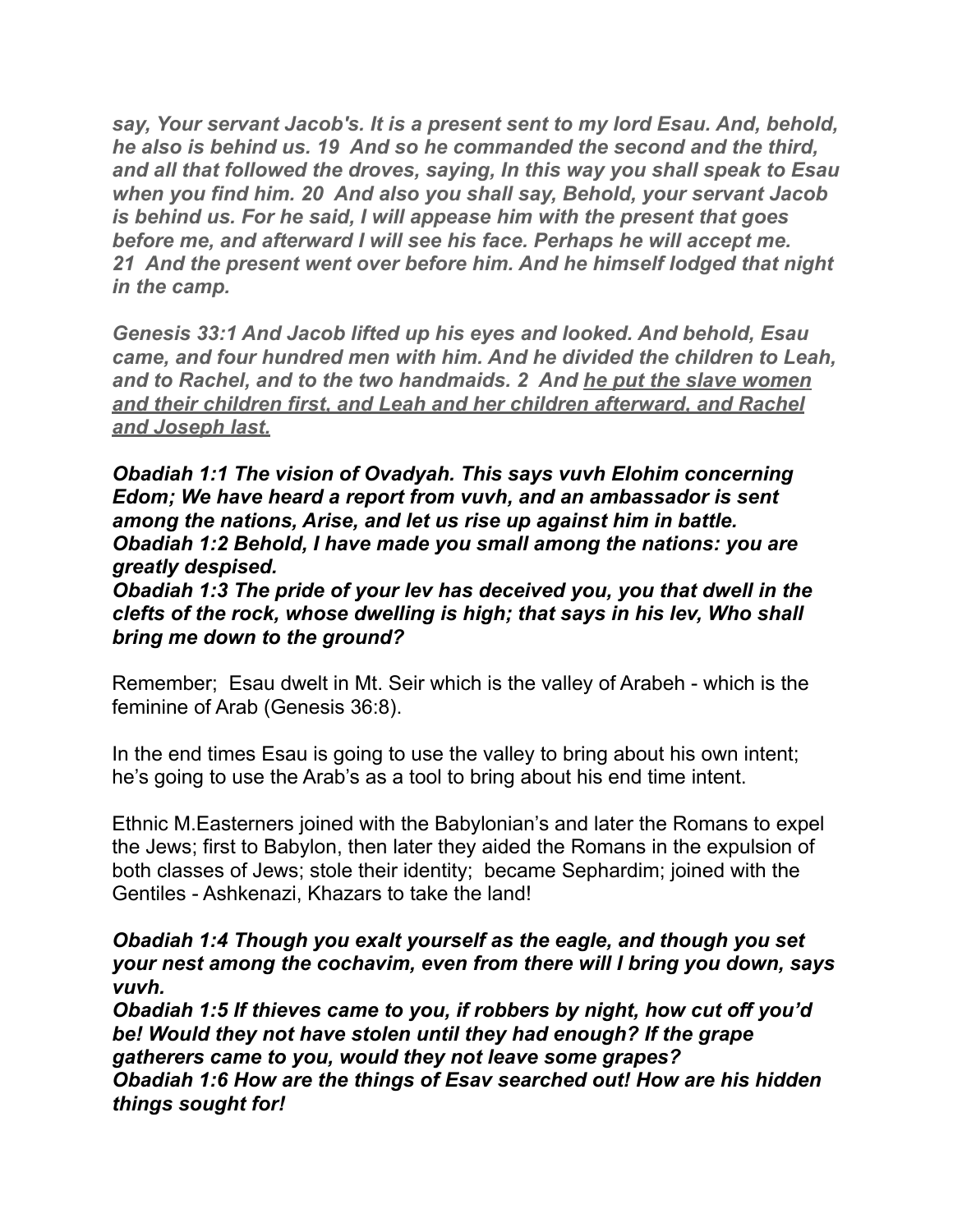*say, Your servant Jacob's. It is a present sent to my lord Esau. And, behold, he also is behind us. 19  And so he commanded the second and the third, and all that followed the droves, saying, In this way you shall speak to Esau when you find him. 20  And also you shall say, Behold, your servant Jacob is behind us. For he said, I will appease him with the present that goes before me, and afterward I will see his face. Perhaps he will accept me. 21  And the present went over before him. And he himself lodged that night in the camp.*

*Genesis 33:1 And Jacob lifted up his eyes and looked. And behold, Esau came, and four hundred men with him. And he divided the children to Leah, and to Rachel, and to the two handmaids. 2  And <u>he put the slave women and their children first, and Leah and her children afterward, and Rachel and Joseph last.</u>*

***Obadiah 1:1 The vision of Ovadyah. This says vuvh Elohim concerning Edom; We have heard a report from vuvh, and an ambassador is sent among the nations, Arise, and let us rise up against him in battle.***
***Obadiah 1:2 Behold, I have made you small among the nations: you are greatly despised.***
***Obadiah 1:3 The pride of your lev has deceived you, you that dwell in the clefts of the rock, whose dwelling is high; that says in his lev, Who shall bring me down to the ground?***

Remember;  Esau dwelt in Mt. Seir which is the valley of Arabeh - which is the feminine of Arab (Genesis 36:8).

In the end times Esau is going to use the valley to bring about his own intent; he's going to use the Arab's as a tool to bring about his end time intent.

Ethnic M.Easterners joined with the Babylonian's and later the Romans to expel the Jews; first to Babylon, then later they aided the Romans in the expulsion of both classes of Jews; stole their identity;  became Sephardim; joined with the Gentiles - Ashkenazi, Khazars to take the land!

***Obadiah 1:4 Though you exalt yourself as the eagle, and though you set your nest among the cochavim, even from there will I bring you down, says vuvh.***
***Obadiah 1:5 If thieves came to you, if robbers by night, how cut off you'd be! Would they not have stolen until they had enough? If the grape gatherers came to you, would they not leave some grapes?***
***Obadiah 1:6 How are the things of Esav searched out! How are his hidden things sought for!***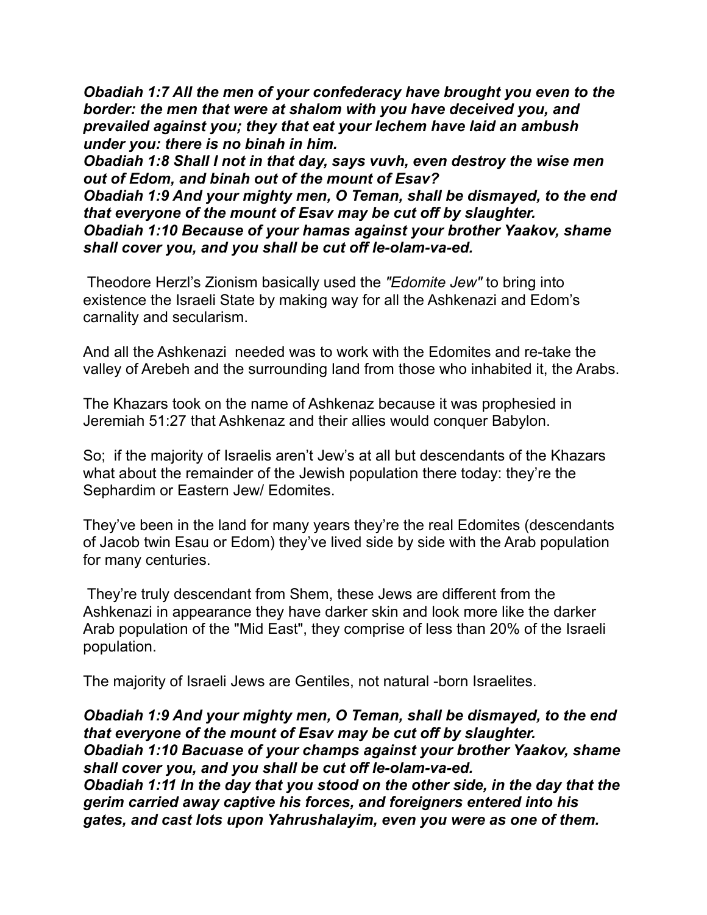***Obadiah 1:7 All the men of your confederacy have brought you even to the border: the men that were at shalom with you have deceived you, and prevailed against you; they that eat your lechem have laid an ambush under you: there is no binah in him.***
***Obadiah 1:8 Shall I not in that day, says vuvh, even destroy the wise men out of Edom, and binah out of the mount of Esav?***
***Obadiah 1:9 And your mighty men, O Teman, shall be dismayed, to the end that everyone of the mount of Esav may be cut off by slaughter.***
***Obadiah 1:10 Because of your hamas against your brother Yaakov, shame shall cover you, and you shall be cut off le-olam-va-ed.***

Theodore Herzl's Zionism basically used the *"Edomite Jew"* to bring into existence the Israeli State by making way for all the Ashkenazi and Edom's carnality and secularism.

And all the Ashkenazi needed was to work with the Edomites and re-take the valley of Arebeh and the surrounding land from those who inhabited it, the Arabs.

The Khazars took on the name of Ashkenaz because it was prophesied in Jeremiah 51:27 that Ashkenaz and their allies would conquer Babylon.

So; if the majority of Israelis aren't Jew's at all but descendants of the Khazars what about the remainder of the Jewish population there today: they're the Sephardim or Eastern Jew/ Edomites.

They've been in the land for many years they're the real Edomites (descendants of Jacob twin Esau or Edom) they've lived side by side with the Arab population for many centuries.

They're truly descendant from Shem, these Jews are different from the Ashkenazi in appearance they have darker skin and look more like the darker Arab population of the "Mid East", they comprise of less than 20% of the Israeli population.

The majority of Israeli Jews are Gentiles, not natural -born Israelites.

***Obadiah 1:9 And your mighty men, O Teman, shall be dismayed, to the end that everyone of the mount of Esav may be cut off by slaughter.***
***Obadiah 1:10 Bacuase of your champs against your brother Yaakov, shame shall cover you, and you shall be cut off le-olam-va-ed.***
***Obadiah 1:11 In the day that you stood on the other side, in the day that the gerim carried away captive his forces, and foreigners entered into his gates, and cast lots upon Yahrushalayim, even you were as one of them.***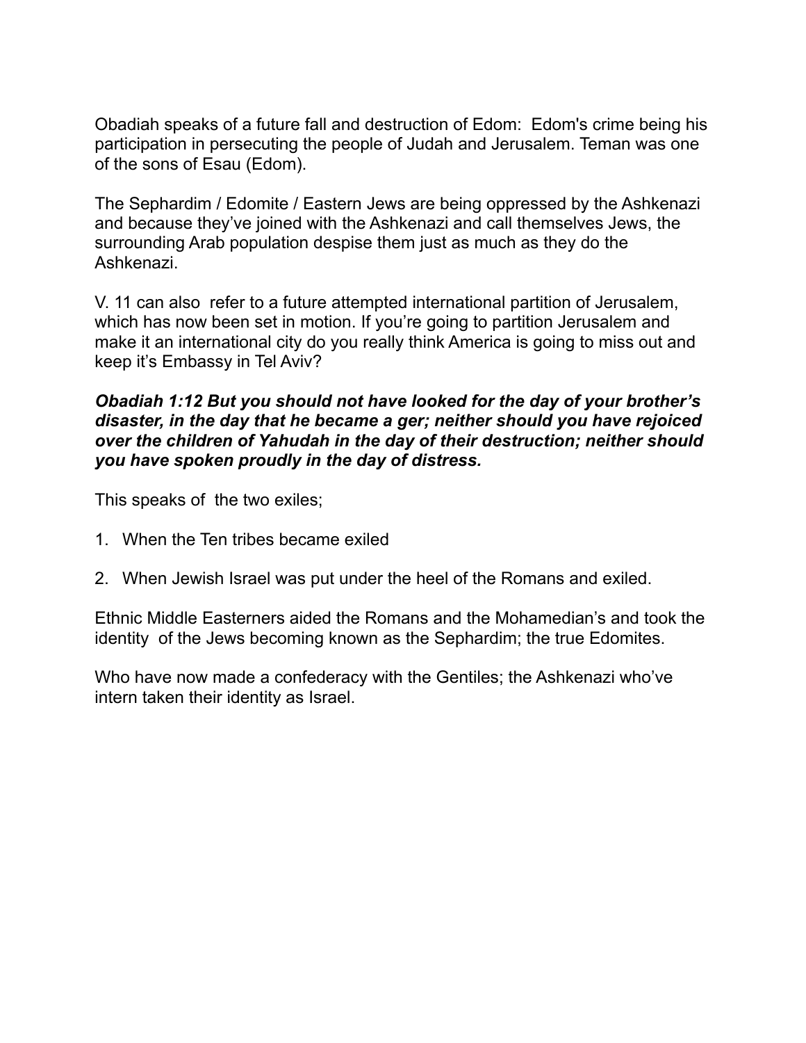Obadiah speaks of a future fall and destruction of Edom: Edom's crime being his participation in persecuting the people of Judah and Jerusalem. Teman was one of the sons of Esau (Edom).

The Sephardim / Edomite / Eastern Jews are being oppressed by the Ashkenazi and because they've joined with the Ashkenazi and call themselves Jews, the surrounding Arab population despise them just as much as they do the Ashkenazi.

V. 11 can also refer to a future attempted international partition of Jerusalem, which has now been set in motion. If you're going to partition Jerusalem and make it an international city do you really think America is going to miss out and keep it's Embassy in Tel Aviv?

***Obadiah 1:12 But you should not have looked for the day of your brother's disaster, in the day that he became a ger; neither should you have rejoiced over the children of Yahudah in the day of their destruction; neither should you have spoken proudly in the day of distress.***

This speaks of the two exiles;

1. When the Ten tribes became exiled
2. When Jewish Israel was put under the heel of the Romans and exiled.

Ethnic Middle Easterners aided the Romans and the Mohamedian's and took the identity of the Jews becoming known as the Sephardim; the true Edomites.

Who have now made a confederacy with the Gentiles; the Ashkenazi who've intern taken their identity as Israel.